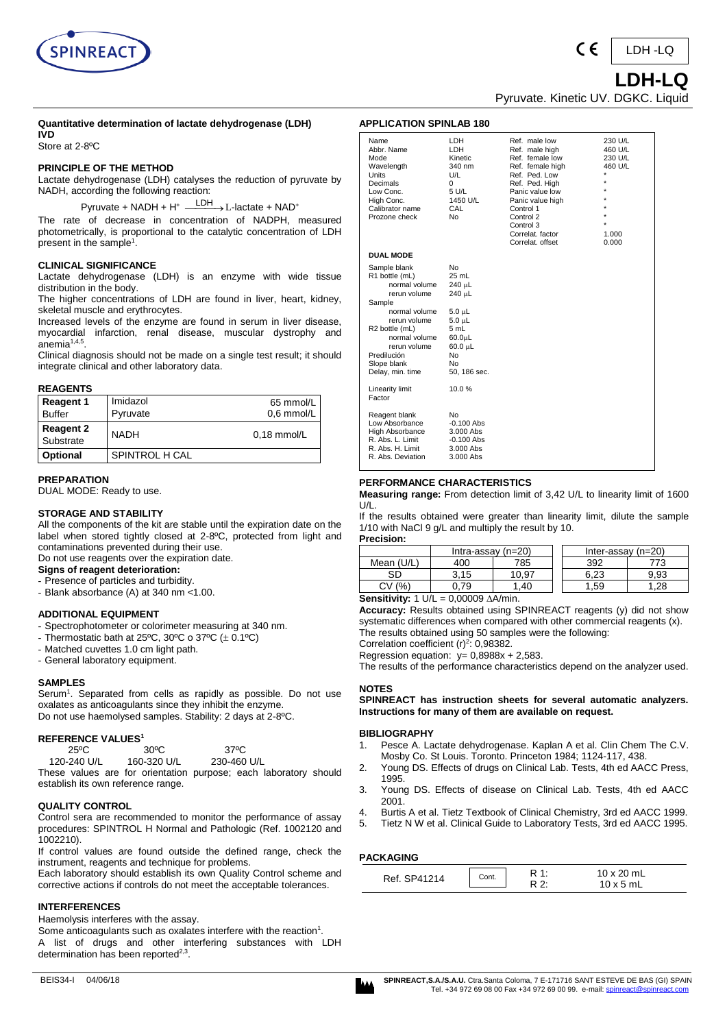# LDH-LQ

Pyruvate. Kinetic UV. DGKC. Liquid

**Quantitative determination of lactate dehydrogenase (LDH)**
**IVD**

Store at 2-8ºC

## PRINCIPLE OF THE METHOD

Lactate dehydrogenase (LDH) catalyses the reduction of pyruvate by NADH, according the following reaction:

$$\text{Pyruvate} + \text{NADH} + \text{H}^+ \xrightarrow{\text{LDH}} \text{L-lactate} + \text{NAD}^+$$

The rate of decrease in concentration of NADPH, measured photometrically, is proportional to the catalytic concentration of LDH present in the sample[1].

## CLINICAL SIGNIFICANCE

Lactate dehydrogenase (LDH) is an enzyme with wide tissue distribution in the body.

The higher concentrations of LDH are found in liver, heart, kidney, skeletal muscle and erythrocytes.

Increased levels of the enzyme are found in serum in liver disease, myocardial infarction, renal disease, muscular dystrophy and anemia[1,4,5].

Clinical diagnosis should not be made on a single test result; it should integrate clinical and other laboratory data.

## REAGENTS

| | | |
|---|---|---|
| **Reagent 1** Buffer | Imidazol<br>Pyruvate | 65 mmol/L<br>0,6 mmol/L |
| **Reagent 2** Substrate | NADH | 0,18 mmol/L |
| **Optional** | SPINTROL H CAL | |

## PREPARATION

DUAL MODE: Ready to use.

## STORAGE AND STABILITY

All the components of the kit are stable until the expiration date on the label when stored tightly closed at 2-8ºC, protected from light and contaminations prevented during their use.

Do not use reagents over the expiration date.

**Signs of reagent deterioration:**

- Presence of particles and turbidity.
- Blank absorbance (A) at 340 nm <1.00.

## ADDITIONAL EQUIPMENT

- Spectrophotometer or colorimeter measuring at 340 nm.
- Thermostatic bath at 25ºC, 30ºC o 37ºC (± 0.1ºC)
- Matched cuvettes 1.0 cm light path.
- General laboratory equipment.

## SAMPLES

Serum[1]. Separated from cells as rapidly as possible. Do not use oxalates as anticoagulants since they inhibit the enzyme.

Do not use haemolysed samples. Stability: 2 days at 2-8ºC.

## REFERENCE VALUES[1]

| 25ºC | 30ºC | 37ºC |
|---|---|---|
| 120-240 U/L | 160-320 U/L | 230-460 U/L |

These values are for orientation purpose; each laboratory should establish its own reference range.

## QUALITY CONTROL

Control sera are recommended to monitor the performance of assay procedures: SPINTROL H Normal and Pathologic (Ref. 1002120 and 1002210).

If control values are found outside the defined range, check the instrument, reagents and technique for problems.

Each laboratory should establish its own Quality Control scheme and corrective actions if controls do not meet the acceptable tolerances.

## INTERFERENCES

Haemolysis interferes with the assay.

Some anticoagulants such as oxalates interfere with the reaction[1].

A list of drugs and other interfering substances with LDH determination has been reported[2,3].

## APPLICATION SPINLAB 180

| | | | |
|---|---|---|---|
| Name | LDH | Ref. male low | 230 U/L |
| Abbr. Name | LDH | Ref. male high | 460 U/L |
| Mode | Kinetic | Ref. female low | 230 U/L |
| Wavelength | 340 nm | Ref. female high | 460 U/L |
| Units | U/L | Ref. Ped. Low | * |
| Decimals | 0 | Ref. Ped. High | * |
| Low Conc. | 5 U/L | Panic value low | * |
| High Conc. | 1450 U/L | Panic value high | * |
| Calibrator name | CAL | Control 1 | * |
| Prozone check | No | Control 2 | * |
| | | Control 3 | * |
| | | Correlat. factor | 1.000 |
| | | Correlat. offset | 0.000 |

**DUAL MODE**

| | |
|---|---|
| Sample blank | No |
| R1 bottle (mL) | 25 mL |
| normal volume | 240 µL |
| rerun volume | 240 µL |
| Sample | |
| normal volume | 5.0 µL |
| rerun volume | 5.0 µL |
| R2 bottle (mL) | 5 mL |
| normal volume | 60.0µL |
| rerun volume | 60.0 µL |
| Predilución | No |
| Slope blank | No |
| Delay, min. time | 50, 186 sec. |
| Linearity limit | 10.0 % |
| Factor | |
| Reagent blank | No |
| Low Absorbance | -0.100 Abs |
| High Absorbance | 3.000 Abs |
| R. Abs. L. Limit | -0.100 Abs |
| R. Abs. H. Limit | 3.000 Abs |
| R. Abs. Deviation | 3.000 Abs |

## PERFORMANCE CHARACTERISTICS

**Measuring range:** From detection limit of 3,42 U/L to linearity limit of 1600 U/L.

If the results obtained were greater than linearity limit, dilute the sample 1/10 with NaCl 9 g/L and multiply the result by 10.

**Precision:**

| | Intra-assay (n=20) | | Inter-assay (n=20) | |
|---|---|---|---|---|
| Mean (U/L) | 400 | 785 | 392 | 773 |
| SD | 3,15 | 10,97 | 6,23 | 9,93 |
| CV (%) | 0,79 | 1,40 | 1,59 | 1,28 |

**Sensitivity:** 1 U/L = 0,00009 ΔA/min.

**Accuracy:** Results obtained using SPINREACT reagents (y) did not show systematic differences when compared with other commercial reagents (x).

The results obtained using 50 samples were the following:

Correlation coefficient $(r)^2$: 0,98382.

Regression equation: $y = 0{,}8988x + 2{,}583$.

The results of the performance characteristics depend on the analyzer used.

## NOTES

**SPINREACT has instruction sheets for several automatic analyzers. Instructions for many of them are available on request.**

## BIBLIOGRAPHY

1. Pesce A. Lactate dehydrogenase. Kaplan A et al. Clin Chem The C.V. Mosby Co. St Louis. Toronto. Princeton 1984; 1124-117, 438.
2. Young DS. Effects of drugs on Clinical Lab. Tests, 4th ed AACC Press, 1995.
3. Young DS. Effects of disease on Clinical Lab. Tests, 4th ed AACC 2001.
4. Burtis A et al. Tietz Textbook of Clinical Chemistry, 3rd ed AACC 1999.
5. Tietz N W et al. Clinical Guide to Laboratory Tests, 3rd ed AACC 1995.

## PACKAGING

| | | | |
|---|---|---|---|
| Ref. SP41214 | Cont. | R 1:<br>R 2: | 10 x 20 mL<br>10 x 5 mL |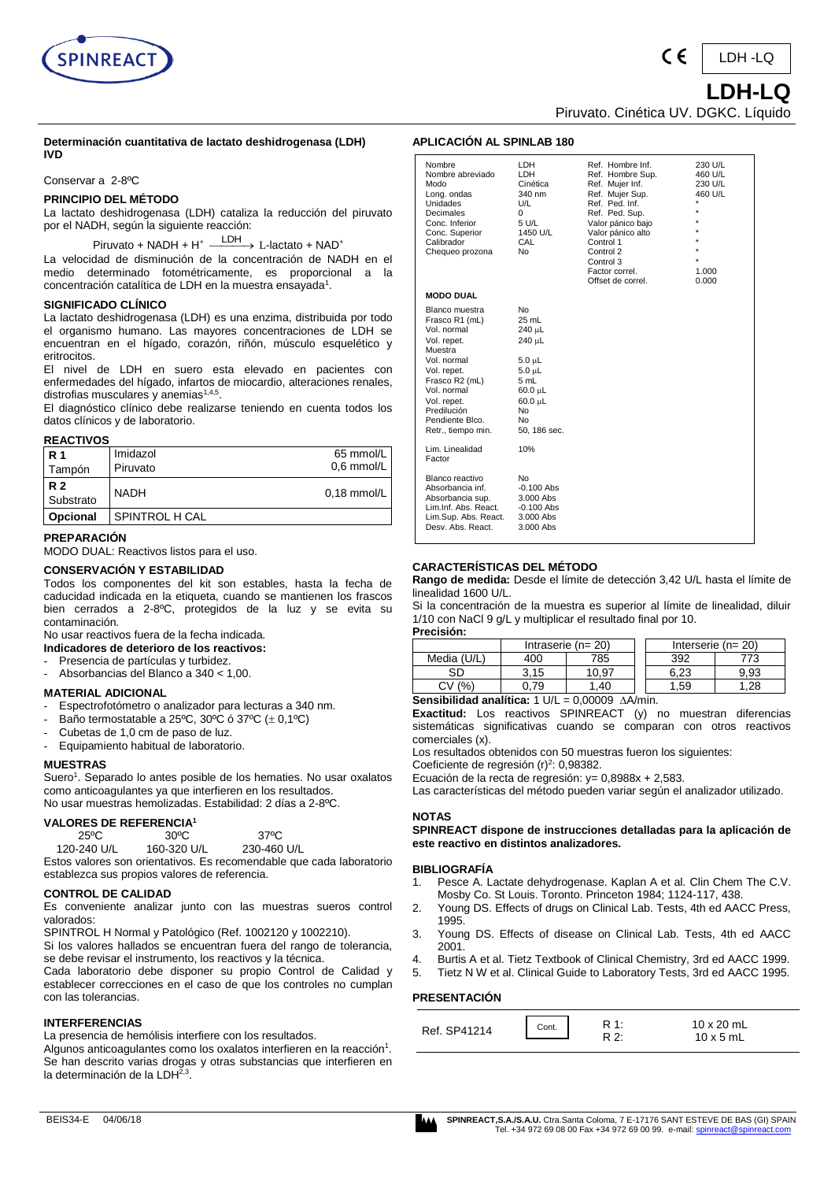LDH -LQ

# LDH-LQ

Piruvato. Cinética UV. DGKC. Líquido

**Determinación cuantitativa de lactato deshidrogenasa (LDH)**
**IVD**

Conservar a 2-8ºC

### PRINCIPIO DEL MÉTODO

La lactato deshidrogenasa (LDH) cataliza la reducción del piruvato por el NADH, según la siguiente reacción:

$$\text{Piruvato} + \text{NADH} + \text{H}^+ \xrightarrow{\text{LDH}} \text{L-lactato} + \text{NAD}^+$$

La velocidad de disminución de la concentración de NADH en el medio determinado fotométricamente, es proporcional a la concentración catalítica de LDH en la muestra ensayada[1].

### SIGNIFICADO CLÍNICO

La lactato deshidrogenasa (LDH) es una enzima, distribuida por todo el organismo humano. Las mayores concentraciones de LDH se encuentran en el hígado, corazón, riñón, músculo esquelético y eritrocitos.

El nivel de LDH en suero esta elevado en pacientes con enfermedades del hígado, infartos de miocardio, alteraciones renales, distrofias musculares y anemias[1,4,5].

El diagnóstico clínico debe realizarse teniendo en cuenta todos los datos clínicos y de laboratorio.

### REACTIVOS

| | | |
|---|---|---|
| **R 1** Tampón | Imidazol<br>Piruvato | 65 mmol/L<br>0,6 mmol/L |
| **R 2** Substrato | NADH | 0,18 mmol/L |
| **Opcional** | SPINTROL H CAL | |

### PREPARACIÓN

MODO DUAL: Reactivos listos para el uso.

### CONSERVACIÓN Y ESTABILIDAD

Todos los componentes del kit son estables, hasta la fecha de caducidad indicada en la etiqueta, cuando se mantienen los frascos bien cerrados a 2-8ºC, protegidos de la luz y se evita su contaminación.

No usar reactivos fuera de la fecha indicada.

**Indicadores de deterioro de los reactivos:**

- Presencia de partículas y turbidez.
- Absorbancias del Blanco a 340 < 1,00.

### MATERIAL ADICIONAL

- Espectrofotómetro o analizador para lecturas a 340 nm.
- Baño termostatable a 25ºC, 30ºC ó 37ºC (± 0,1ºC)
- Cubetas de 1,0 cm de paso de luz.
- Equipamiento habitual de laboratorio.

### MUESTRAS

Suero[1]. Separado lo antes posible de los hematies. No usar oxalatos como anticoagulantes ya que interfieren en los resultados.
No usar muestras hemolizadas. Estabilidad: 2 días a 2-8ºC.

### VALORES DE REFERENCIA[1]

| 25ºC | 30ºC | 37ºC |
|---|---|---|
| 120-240 U/L | 160-320 U/L | 230-460 U/L |

Estos valores son orientativos. Es recomendable que cada laboratorio establezca sus propios valores de referencia.

### CONTROL DE CALIDAD

Es conveniente analizar junto con las muestras sueros control valorados:

SPINTROL H Normal y Patológico (Ref. 1002120 y 1002210).

Si los valores hallados se encuentran fuera del rango de tolerancia, se debe revisar el instrumento, los reactivos y la técnica.

Cada laboratorio debe disponer su propio Control de Calidad y establecer correcciones en el caso de que los controles no cumplan con las tolerancias.

### INTERFERENCIAS

La presencia de hemólisis interfiere con los resultados.

Algunos anticoagulantes como los oxalatos interfieren en la reacción[1].
Se han descrito varias drogas y otras substancias que interfieren en la determinación de la LDH[2,3].

### APLICACIÓN AL SPINLAB 180

| | | | |
|---|---|---|---|
| Nombre | LDH | Ref. Hombre Inf. | 230 U/L |
| Nombre abreviado | LDH | Ref. Hombre Sup. | 460 U/L |
| Modo | Cinética | Ref. Mujer Inf. | 230 U/L |
| Long. ondas | 340 nm | Ref. Mujer Sup. | 460 U/L |
| Unidades | U/L | Ref. Ped. Inf. | * |
| Decimales | 0 | Ref. Ped. Sup. | * |
| Conc. Inferior | 5 U/L | Valor pánico bajo | * |
| Conc. Superior | 1450 U/L | Valor pánico alto | * |
| Calibrador | CAL | Control 1 | * |
| Chequeo prozona | No | Control 2 | * |
| | | Control 3 | * |
| | | Factor correl. | 1.000 |
| | | Offset de correl. | 0.000 |

**MODO DUAL**

| | |
|---|---|
| Blanco muestra | No |
| Frasco R1 (mL) | 25 mL |
| Vol. normal | 240 µL |
| Vol. repet. | 240 µL |
| Muestra | |
| Vol. normal | 5.0 µL |
| Vol. repet. | 5.0 µL |
| Frasco R2 (mL) | 5 mL |
| Vol. normal | 60.0 µL |
| Vol. repet. | 60.0 µL |
| Predilución | No |
| Pendiente Blco. | No |
| Retr., tiempo min. | 50, 186 sec. |
| Lim. Linealidad Factor | 10% |
| Blanco reactivo | No |
| Absorbancia inf. | -0.100 Abs |
| Absorbancia sup. | 3.000 Abs |
| Lim.Inf. Abs. React. | -0.100 Abs |
| Lim.Sup. Abs. React. | 3.000 Abs |
| Desv. Abs. React. | 3.000 Abs |

### CARACTERÍSTICAS DEL MÉTODO

**Rango de medida:** Desde el límite de detección 3,42 U/L hasta el límite de linealidad 1600 U/L.

Si la concentración de la muestra es superior al límite de linealidad, diluir 1/10 con NaCl 9 g/L y multiplicar el resultado final por 10.

**Precisión:**

| | Intraserie (n= 20) | | Interserie (n= 20) | |
|---|---|---|---|---|
| Media (U/L) | 400 | 785 | 392 | 773 |
| SD | 3,15 | 10,97 | 6,23 | 9,93 |
| CV (%) | 0,79 | 1,40 | 1,59 | 1,28 |

**Sensibilidad analítica:** 1 U/L = 0,00009 ΔA/min.

**Exactitud:** Los reactivos SPINREACT (y) no muestran diferencias sistemáticas significativas cuando se comparan con otros reactivos comerciales (x).

Los resultados obtenidos con 50 muestras fueron los siguientes:

Coeficiente de regresión $(r)^2$: 0,98382.

Ecuación de la recta de regresión: y= 0,8988x + 2,583.

Las características del método pueden variar según el analizador utilizado.

### NOTAS

**SPINREACT dispone de instrucciones detalladas para la aplicación de este reactivo en distintos analizadores.**

### BIBLIOGRAFÍA

1. Pesce A. Lactate dehydrogenase. Kaplan A et al. Clin Chem The C.V. Mosby Co. St Louis. Toronto. Princeton 1984; 1124-117, 438.
2. Young DS. Effects of drugs on Clinical Lab. Tests, 4th ed AACC Press, 1995.
3. Young DS. Effects of disease on Clinical Lab. Tests, 4th ed AACC 2001.
4. Burtis A et al. Tietz Textbook of Clinical Chemistry, 3rd ed AACC 1999.
5. Tietz N W et al. Clinical Guide to Laboratory Tests, 3rd ed AACC 1995.

### PRESENTACIÓN

| | | | |
|---|---|---|---|
| Ref. SP41214 | Cont. | R 1:<br>R 2: | 10 x 20 mL<br>10 x 5 mL |

BEIS34-E 04/06/18

**SPINREACT,S.A./S.A.U.** Ctra.Santa Coloma, 7 E-17176 SANT ESTEVE DE BAS (GI) SPAIN
Tel. +34 972 69 08 00 Fax +34 972 69 00 99. e-mail: spinreact@spinreact.com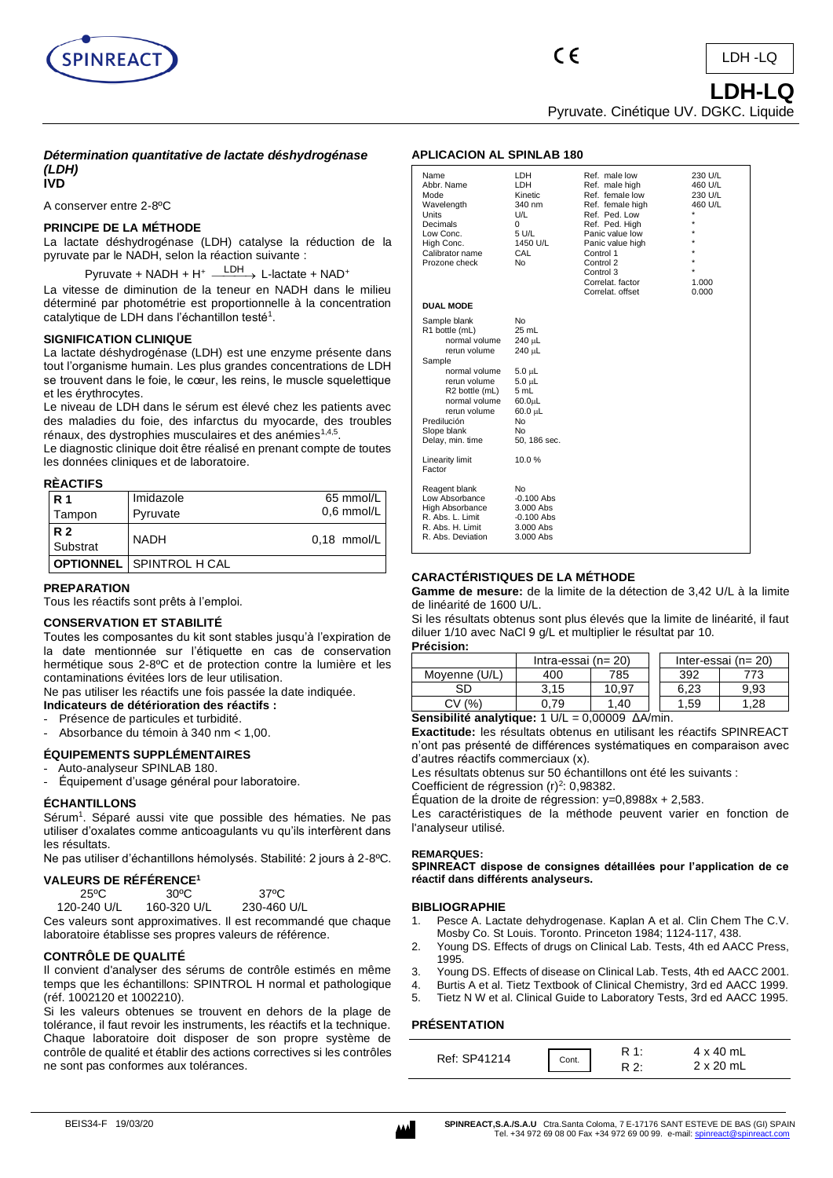# LDH-LQ

Pyruvate. Cinétique UV. DGKC. Liquide

***Détermination quantitative de lactate déshydrogénase (LDH)***
**IVD**

A conserver entre 2-8ºC

### PRINCIPE DE LA MÉTHODE

La lactate déshydrogénase (LDH) catalyse la réduction de la pyruvate par le NADH, selon la réaction suivante :

$$\text{Pyruvate} + \text{NADH} + H^+ \xrightarrow{\text{LDH}} \text{L-lactate} + \text{NAD}^+$$

La vitesse de diminution de la teneur en NADH dans le milieu déterminé par photométrie est proportionnelle à la concentration catalytique de LDH dans l'échantillon testé[1].

### SIGNIFICATION CLINIQUE

La lactate déshydrogénase (LDH) est une enzyme présente dans tout l'organisme humain. Les plus grandes concentrations de LDH se trouvent dans le foie, le cœur, les reins, le muscle squelettique et les érythrocytes.

Le niveau de LDH dans le sérum est élevé chez les patients avec des maladies du foie, des infarctus du myocarde, des troubles rénaux, des dystrophies musculaires et des anémies[1,4,5].

Le diagnostic clinique doit être réalisé en prenant compte de toutes les données cliniques et de laboratoire.

### RÈACTIFS

| | | |
|---|---|---|
| **R 1** Tampon | Imidazole<br>Pyruvate | 65 mmol/L<br>0,6 mmol/L |
| **R 2** Substrat | NADH | 0,18 mmol/L |
| **OPTIONNEL** | SPINTROL H CAL | |

### PREPARATION

Tous les réactifs sont prêts à l'emploi.

### CONSERVATION ET STABILITÉ

Toutes les composantes du kit sont stables jusqu'à l'expiration de la date mentionnée sur l'étiquette en cas de conservation hermétique sous 2-8ºC et de protection contre la lumière et les contaminations évitées lors de leur utilisation.

Ne pas utiliser les réactifs une fois passée la date indiquée.

**Indicateurs de détérioration des réactifs :**

- Présence de particules et turbidité.
- Absorbance du témoin à 340 nm < 1,00.

### ÉQUIPEMENTS SUPPLÉMENTAIRES

- Auto-analyseur SPINLAB 180.
- Équipement d'usage général pour laboratoire.

### ÉCHANTILLONS

Sérum[1]. Séparé aussi vite que possible des hématies. Ne pas utiliser d'oxalates comme anticoagulants vu qu'ils interfèrent dans les résultats.

Ne pas utiliser d'échantillons hémolysés. Stabilité: 2 jours à 2-8ºC.

### VALEURS DE RÉFÉRENCE[1]

| 25ºC | 30ºC | 37ºC |
|---|---|---|
| 120-240 U/L | 160-320 U/L | 230-460 U/L |

Ces valeurs sont approximatives. Il est recommandé que chaque laboratoire établisse ses propres valeurs de référence.

### CONTRÔLE DE QUALITÉ

Il convient d'analyser des sérums de contrôle estimés en même temps que les échantillons: SPINTROL H normal et pathologique (réf. 1002120 et 1002210).

Si les valeurs obtenues se trouvent en dehors de la plage de tolérance, il faut revoir les instruments, les réactifs et la technique. Chaque laboratoire doit disposer de son propre système de contrôle de qualité et établir des actions correctives si les contrôles ne sont pas conformes aux tolérances.

### APLICACION AL SPINLAB 180

| | | | |
|---|---|---|---|
| Name | LDH | Ref. male low | 230 U/L |
| Abbr. Name | LDH | Ref. male high | 460 U/L |
| Mode | Kinetic | Ref. female low | 230 U/L |
| Wavelength | 340 nm | Ref. female high | 460 U/L |
| Units | U/L | Ref. Ped. Low | * |
| Decimals | 0 | Ref. Ped. High | * |
| Low Conc. | 5 U/L | Panic value low | * |
| High Conc. | 1450 U/L | Panic value high | * |
| Calibrator name | CAL | Control 1 | * |
| Prozone check | No | Control 2 | * |
| | | Control 3 | * |
| | | Correlat. factor | 1.000 |
| | | Correlat. offset | 0.000 |

**DUAL MODE**

| | |
|---|---|
| Sample blank | No |
| R1 bottle (mL) | 25 mL |
| normal volume | 240 μL |
| rerun volume | 240 μL |
| Sample | |
| normal volume | 5.0 μL |
| rerun volume | 5.0 μL |
| R2 bottle (mL) | 5 mL |
| normal volume | 60.0μL |
| rerun volume | 60.0 μL |
| Predilución | No |
| Slope blank | No |
| Delay, min. time | 50, 186 sec. |
| Linearity limit | 10.0 % |
| Factor | |
| Reagent blank | No |
| Low Absorbance | -0.100 Abs |
| High Absorbance | 3.000 Abs |
| R. Abs. L. Limit | -0.100 Abs |
| R. Abs. H. Limit | 3.000 Abs |
| R. Abs. Deviation | 3.000 Abs |

### CARACTÉRISTIQUES DE LA MÉTHODE

**Gamme de mesure:** de la limite de la détection de 3,42 U/L à la limite de linéarité de 1600 U/L.

Si les résultats obtenus sont plus élevés que la limite de linéarité, il faut diluer 1/10 avec NaCl 9 g/L et multiplier le résultat par 10.

**Précision:**

| | Intra-essai (n= 20) | | Inter-essai (n= 20) | |
|---|---|---|---|---|
| Moyenne (U/L) | 400 | 785 | 392 | 773 |
| SD | 3,15 | 10,97 | 6,23 | 9,93 |
| CV (%) | 0,79 | 1,40 | 1,59 | 1,28 |

**Sensibilité analytique:** 1 U/L = 0,00009 ΔA/min.

**Exactitude:** les résultats obtenus en utilisant les réactifs SPINREACT n'ont pas présenté de différences systématiques en comparaison avec d'autres réactifs commerciaux (x).

Les résultats obtenus sur 50 échantillons ont été les suivants :

Coefficient de régression $(r)^2$: 0,98382.

Équation de la droite de régression: y=0,8988x + 2,583.

Les caractéristiques de la méthode peuvent varier en fonction de l'analyseur utilisé.

### REMARQUES:

**SPINREACT dispose de consignes détaillées pour l'application de ce réactif dans différents analyseurs.**

### BIBLIOGRAPHIE

1. Pesce A. Lactate dehydrogenase. Kaplan A et al. Clin Chem The C.V. Mosby Co. St Louis. Toronto. Princeton 1984; 1124-117, 438.
2. Young DS. Effects of drugs on Clinical Lab. Tests, 4th ed AACC Press, 1995.
3. Young DS. Effects of disease on Clinical Lab. Tests, 4th ed AACC 2001.
4. Burtis A et al. Tietz Textbook of Clinical Chemistry, 3rd ed AACC 1999.
5. Tietz N W et al. Clinical Guide to Laboratory Tests, 3rd ed AACC 1995.

### PRÉSENTATION

| | | | |
|---|---|---|---|
| Ref: SP41214 | Cont. | R 1: | 4 x 40 mL |
| | | R 2: | 2 x 20 mL |

BEIS34-F 19/03/20

**SPINREACT,S.A./S.A.U** Ctra.Santa Coloma, 7 E-17176 SANT ESTEVE DE BAS (GI) SPAIN
Tel. +34 972 69 08 00 Fax +34 972 69 00 99. e-mail: spinreact@spinreact.com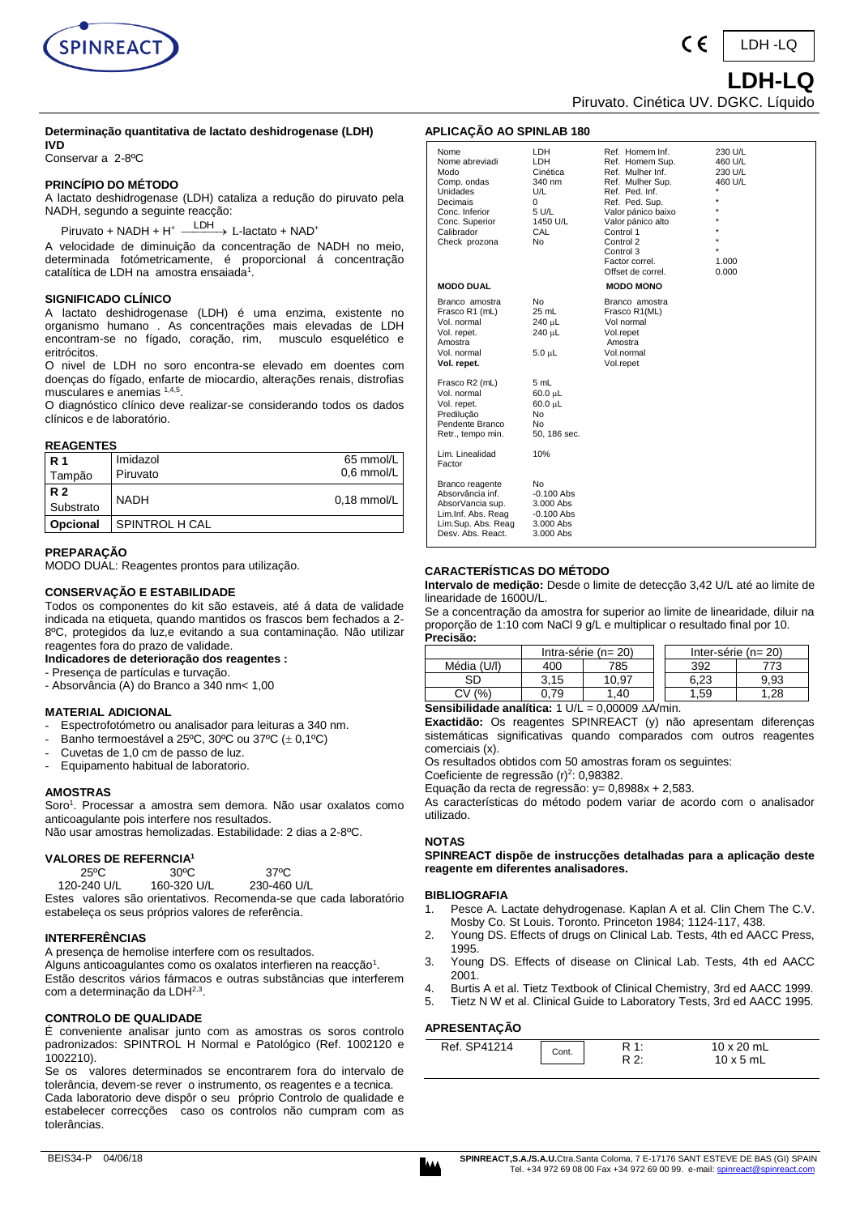# LDH-LQ

Piruvato. Cinética UV. DGKC. Líquido

**Determinação quantitativa de lactato deshidrogenase (LDH)**
**IVD**
Conservar a 2-8ºC

### PRINCÍPIO DO MÉTODO

A lactato deshidrogenase (LDH) cataliza a redução do piruvato pela NADH, segundo a seguinte reacção:

$$\text{Piruvato} + \text{NADH} + \text{H}^+ \xrightarrow{\text{LDH}} \text{L-lactato} + \text{NAD}^+$$

A velocidade de diminuição da concentração de NADH no meio, determinada fotómetricamente, é proporcional á concentração catalítica de LDH na amostra ensaiada[1].

### SIGNIFICADO CLÍNICO

A lactato deshidrogenase (LDH) é uma enzima, existente no organismo humano . As concentrações mais elevadas de LDH encontram-se no fígado, coração, rim, musculo esquelético e eritrócitos.

O nivel de LDH no soro encontra-se elevado em doentes com doenças do fígado, enfarte de miocardio, alterações renais, distrofias musculares e anemias [1,4,5].

O diagnóstico clínico deve realizar-se considerando todos os dados clínicos e de laboratório.

### REAGENTES

| | | |
|---|---|---|
| **R 1** Tampão | Imidazol | 65 mmol/L |
| | Piruvato | 0,6 mmol/L |
| **R 2** Substrato | NADH | 0,18 mmol/L |
| **Opcional** | SPINTROL H CAL | |

### PREPARAÇÃO

MODO DUAL: Reagentes prontos para utilização.

### CONSERVAÇÃO E ESTABILIDADE

Todos os componentes do kit são estaveis, até á data de validade indicada na etiqueta, quando mantidos os frascos bem fechados a 2-8ºC, protegidos da luz,e evitando a sua contaminação. Não utilizar reagentes fora do prazo de validade.

**Indicadores de deterioração dos reagentes :**

- Presença de partículas e turvação.
- Absorvância (A) do Branco a 340 nm< 1,00

### MATERIAL ADICIONAL

- Espectrofotómetro ou analisador para leituras a 340 nm.
- Banho termoestável a 25ºC, 30ºC ou 37ºC (± 0,1ºC)
- Cuvetas de 1,0 cm de passo de luz.
- Equipamento habitual de laboratorio.

### AMOSTRAS

Soro[1]. Processar a amostra sem demora. Não usar oxalatos como anticoagulante pois interfere nos resultados.
Não usar amostras hemolizadas. Estabilidade: 2 dias a 2-8ºC.

### VALORES DE REFERNCIA[1]

| 25ºC | 30ºC | 37ºC |
|---|---|---|
| 120-240 U/L | 160-320 U/L | 230-460 U/L |

Estes valores são orientativos. Recomenda-se que cada laboratório estabeleça os seus próprios valores de referência.

### INTERFERÊNCIAS

A presença de hemolise interfere com os resultados.
Alguns anticoagulantes como os oxalatos interfieren na reacção[1].
Estão descritos vários fármacos e outras substâncias que interferem com a determinação da LDH[2,3].

### CONTROLO DE QUALIDADE

É conveniente analisar junto com as amostras os soros controlo padronizados: SPINTROL H Normal e Patológico (Ref. 1002120 e 1002210).

Se os valores determinados se encontrarem fora do intervalo de tolerância, devem-se rever o instrumento, os reagentes e a tecnica.

Cada laboratorio deve dispôr o seu próprio Controlo de qualidade e estabelecer correcções caso os controlos não cumpram com as tolerâncias.

### APLICAÇÃO AO SPINLAB 180

| | | | |
|---|---|---|---|
| Nome | LDH | Ref. Homem Inf. | 230 U/L |
| Nome abreviadi | LDH | Ref. Homem Sup. | 460 U/L |
| Modo | Cinética | Ref. Mulher Inf. | 230 U/L |
| Comp. ondas | 340 nm | Ref. Mulher Sup. | 460 U/L |
| Unidades | U/L | Ref. Ped. Inf. | * |
| Decimais | 0 | Ref. Ped. Sup. | * |
| Conc. Inferior | 5 U/L | Valor pánico baixo | * |
| Conc. Superior | 1450 U/L | Valor pánico alto | * |
| Calibrador | CAL | Control 1 | * |
| Check prozona | No | Control 2 | * |
| | | Control 3 | * |
| | | Factor correl. | 1.000 |
| | | Offset de correl. | 0.000 |
| **MODO DUAL** | | **MODO MONO** | |
| Branco amostra | No | Branco amostra | |
| Frasco R1 (mL) | 25 mL | Frasco R1(ML) | |
| Vol. normal | 240 µL | Vol normal | |
| Vol. repet. | 240 µL | Vol.repet | |
| Amostra | | Amostra | |
| Vol. normal | 5.0 µL | Vol.normal | |
| **Vol. repet.** | | Vol.repet | |
| Frasco R2 (mL) | 5 mL | | |
| Vol. normal | 60.0 µL | | |
| Vol. repet. | 60.0 µL | | |
| Prediluição | No | | |
| Pendente Branco | No | | |
| Retr., tempo min. | 50, 186 sec. | | |
| Lim. Linealidad Factor | 10% | | |
| Branco reagente | No | | |
| Absorvância inf. | -0.100 Abs | | |
| AbsorVancia sup. | 3.000 Abs | | |
| Lim.Inf. Abs. Reag | -0.100 Abs | | |
| Lim.Sup. Abs. Reag | 3.000 Abs | | |
| Desv. Abs. React. | 3.000 Abs | | |

### CARACTERÍSTICAS DO MÉTODO

**Intervalo de medição:** Desde o limite de detecção 3,42 U/L até ao limite de linearidade de 1600U/L.

Se a concentração da amostra for superior ao limite de linearidade, diluir na proporção de 1:10 com NaCl 9 g/L e multiplicar o resultado final por 10.

**Precisão:**

| | Intra-série (n= 20) | | Inter-série (n= 20) | |
|---|---|---|---|---|
| Média (U/l) | 400 | 785 | 392 | 773 |
| SD | 3,15 | 10,97 | 6,23 | 9,93 |
| CV (%) | 0,79 | 1,40 | 1,59 | 1,28 |

**Sensibilidade analítica:** 1 U/L = 0,00009 ΔA/min.

**Exactidão:** Os reagentes SPINREACT (y) não apresentam diferenças sistemáticas significativas quando comparados com outros reagentes comerciais (x).

Os resultados obtidos com 50 amostras foram os seguintes:
Coeficiente de regressão $(r)^2$: 0,98382.
Equação da recta de regressão: y= 0,8988x + 2,583.

As características do método podem variar de acordo com o analisador utilizado.

### NOTAS

**SPINREACT dispõe de instrucções detalhadas para a aplicação deste reagente em diferentes analisadores.**

### BIBLIOGRAFIA

1. Pesce A. Lactate dehydrogenase. Kaplan A et al. Clin Chem The C.V. Mosby Co. St Louis. Toronto. Princeton 1984; 1124-117, 438.
2. Young DS. Effects of drugs on Clinical Lab. Tests, 4th ed AACC Press, 1995.
3. Young DS. Effects of disease on Clinical Lab. Tests, 4th ed AACC 2001.
4. Burtis A et al. Tietz Textbook of Clinical Chemistry, 3rd ed AACC 1999.
5. Tietz N W et al. Clinical Guide to Laboratory Tests, 3rd ed AACC 1995.

### APRESENTAÇÃO

| | | | |
|---|---|---|---|
| Ref. SP41214 | Cont. | R 1: | 10 x 20 mL |
| | | R 2: | 10 x 5 mL |